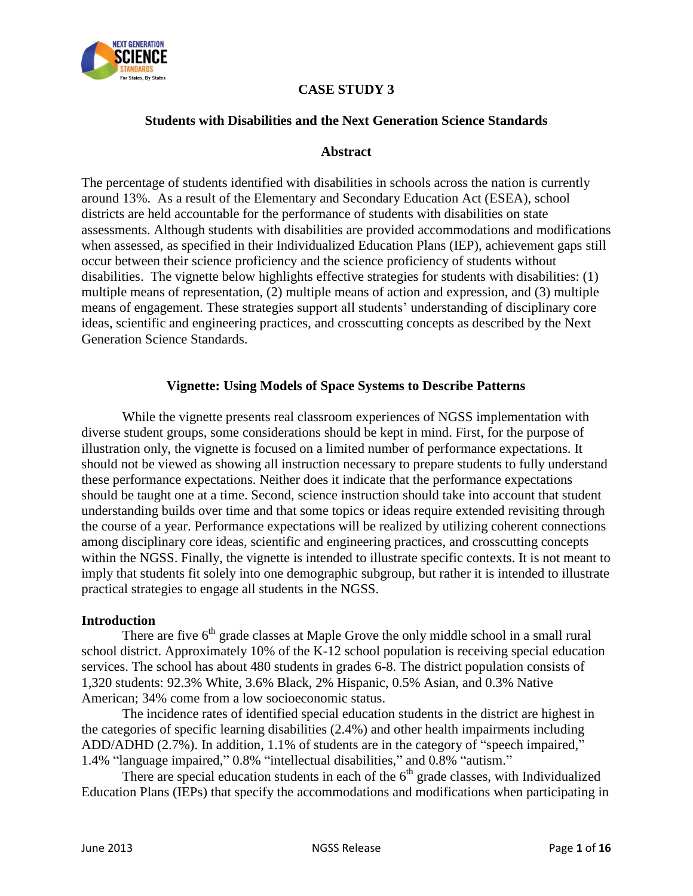# CASE STUDY 3

## Students with Disabilities and the Next Generation Science Standards

### Abstract

The percentage of students identified with disabilities in schools across the nation is currently around 13%. As a result of the Elementary and Secondary Education Act (ESEA), school districts are held accountable for the performance of students with disabilities on state assessments. Although students with disabilities are provided accommodations and modifications when assessed, as specified in their Individualized Education Plans (IEP), achievement gaps still occur between their science proficiency and the science proficiency of students without disabilities. The vignette below highlights effective strategies for students with disabilities: (1) multiple means of representation, (2) multiple means of action and expression, and (3) multiple means of engagement. These strategies support all students' understanding of disciplinary core ideas, scientific and engineering practices, and crosscutting concepts as described by the Next Generation Science Standards.

### Vignette: Using Models of Space Systems to Describe Patterns

While the vignette presents real classroom experiences of NGSS implementation with diverse student groups, some considerations should be kept in mind. First, for the purpose of illustration only, the vignette is focused on a limited number of performance expectations. It should not be viewed as showing all instruction necessary to prepare students to fully understand these performance expectations. Neither does it indicate that the performance expectations should be taught one at a time. Second, science instruction should take into account that student understanding builds over time and that some topics or ideas require extended revisiting through the course of a year. Performance expectations will be realized by utilizing coherent connections among disciplinary core ideas, scientific and engineering practices, and crosscutting concepts within the NGSS. Finally, the vignette is intended to illustrate specific contexts. It is not meant to imply that students fit solely into one demographic subgroup, but rather it is intended to illustrate practical strategies to engage all students in the NGSS.

**Introduction**

There are five 6th grade classes at Maple Grove the only middle school in a small rural school district. Approximately 10% of the K-12 school population is receiving special education services. The school has about 480 students in grades 6-8. The district population consists of 1,320 students: 92.3% White, 3.6% Black, 2% Hispanic, 0.5% Asian, and 0.3% Native American; 34% come from a low socioeconomic status.

The incidence rates of identified special education students in the district are highest in the categories of specific learning disabilities (2.4%) and other health impairments including ADD/ADHD (2.7%). In addition, 1.1% of students are in the category of "speech impaired," 1.4% "language impaired," 0.8% "intellectual disabilities," and 0.8% "autism."

There are special education students in each of the 6th grade classes, with Individualized Education Plans (IEPs) that specify the accommodations and modifications when participating in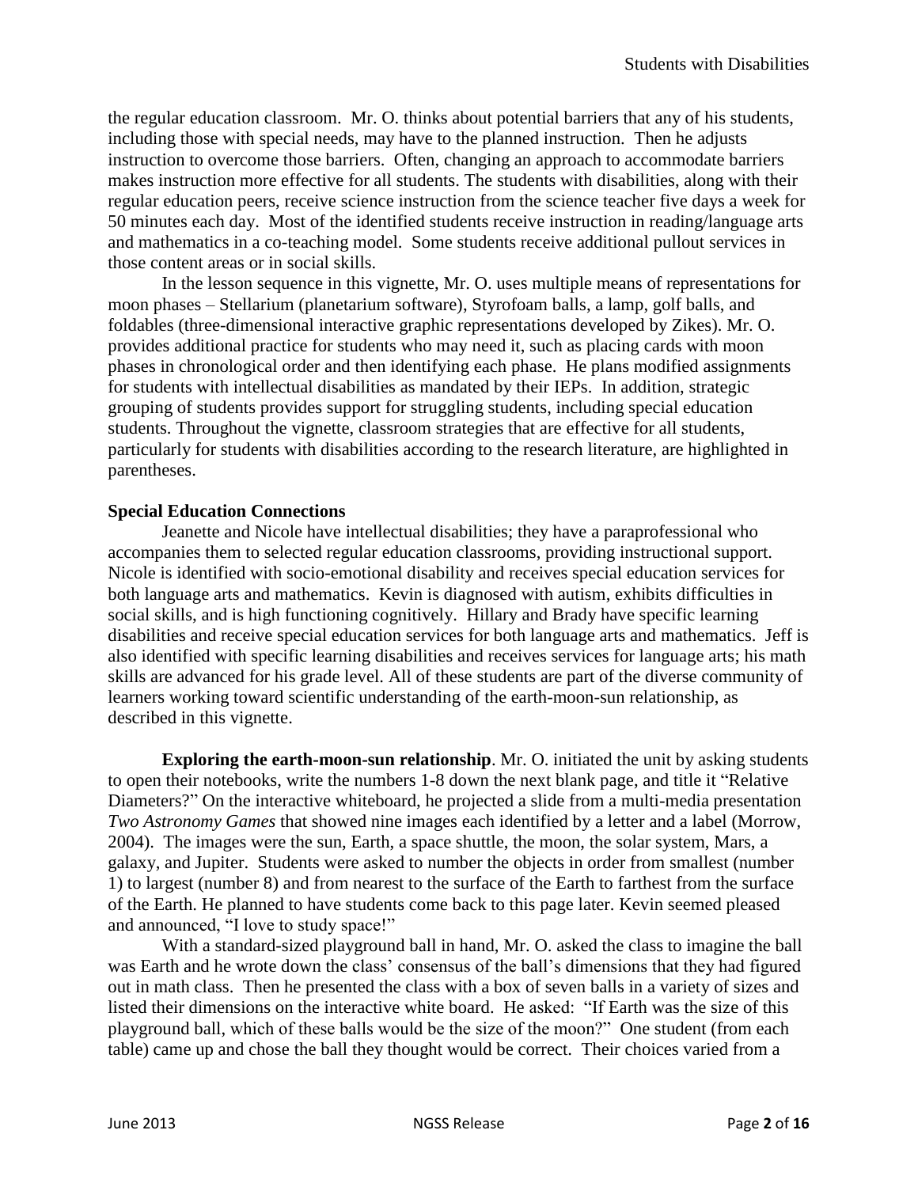the regular education classroom. Mr. O. thinks about potential barriers that any of his students, including those with special needs, may have to the planned instruction. Then he adjusts instruction to overcome those barriers. Often, changing an approach to accommodate barriers makes instruction more effective for all students. The students with disabilities, along with their regular education peers, receive science instruction from the science teacher five days a week for 50 minutes each day. Most of the identified students receive instruction in reading/language arts and mathematics in a co-teaching model. Some students receive additional pullout services in those content areas or in social skills.

In the lesson sequence in this vignette, Mr. O. uses multiple means of representations for moon phases – Stellarium (planetarium software), Styrofoam balls, a lamp, golf balls, and foldables (three-dimensional interactive graphic representations developed by Zikes). Mr. O. provides additional practice for students who may need it, such as placing cards with moon phases in chronological order and then identifying each phase. He plans modified assignments for students with intellectual disabilities as mandated by their IEPs. In addition, strategic grouping of students provides support for struggling students, including special education students. Throughout the vignette, classroom strategies that are effective for all students, particularly for students with disabilities according to the research literature, are highlighted in parentheses.

**Special Education Connections**

Jeanette and Nicole have intellectual disabilities; they have a paraprofessional who accompanies them to selected regular education classrooms, providing instructional support. Nicole is identified with socio-emotional disability and receives special education services for both language arts and mathematics. Kevin is diagnosed with autism, exhibits difficulties in social skills, and is high functioning cognitively. Hillary and Brady have specific learning disabilities and receive special education services for both language arts and mathematics. Jeff is also identified with specific learning disabilities and receives services for language arts; his math skills are advanced for his grade level. All of these students are part of the diverse community of learners working toward scientific understanding of the earth-moon-sun relationship, as described in this vignette.

**Exploring the earth-moon-sun relationship**. Mr. O. initiated the unit by asking students to open their notebooks, write the numbers 1-8 down the next blank page, and title it "Relative Diameters?" On the interactive whiteboard, he projected a slide from a multi-media presentation *Two Astronomy Games* that showed nine images each identified by a letter and a label (Morrow, 2004). The images were the sun, Earth, a space shuttle, the moon, the solar system, Mars, a galaxy, and Jupiter. Students were asked to number the objects in order from smallest (number 1) to largest (number 8) and from nearest to the surface of the Earth to farthest from the surface of the Earth. He planned to have students come back to this page later. Kevin seemed pleased and announced, "I love to study space!"

With a standard-sized playground ball in hand, Mr. O. asked the class to imagine the ball was Earth and he wrote down the class' consensus of the ball's dimensions that they had figured out in math class. Then he presented the class with a box of seven balls in a variety of sizes and listed their dimensions on the interactive white board. He asked: "If Earth was the size of this playground ball, which of these balls would be the size of the moon?" One student (from each table) came up and chose the ball they thought would be correct. Their choices varied from a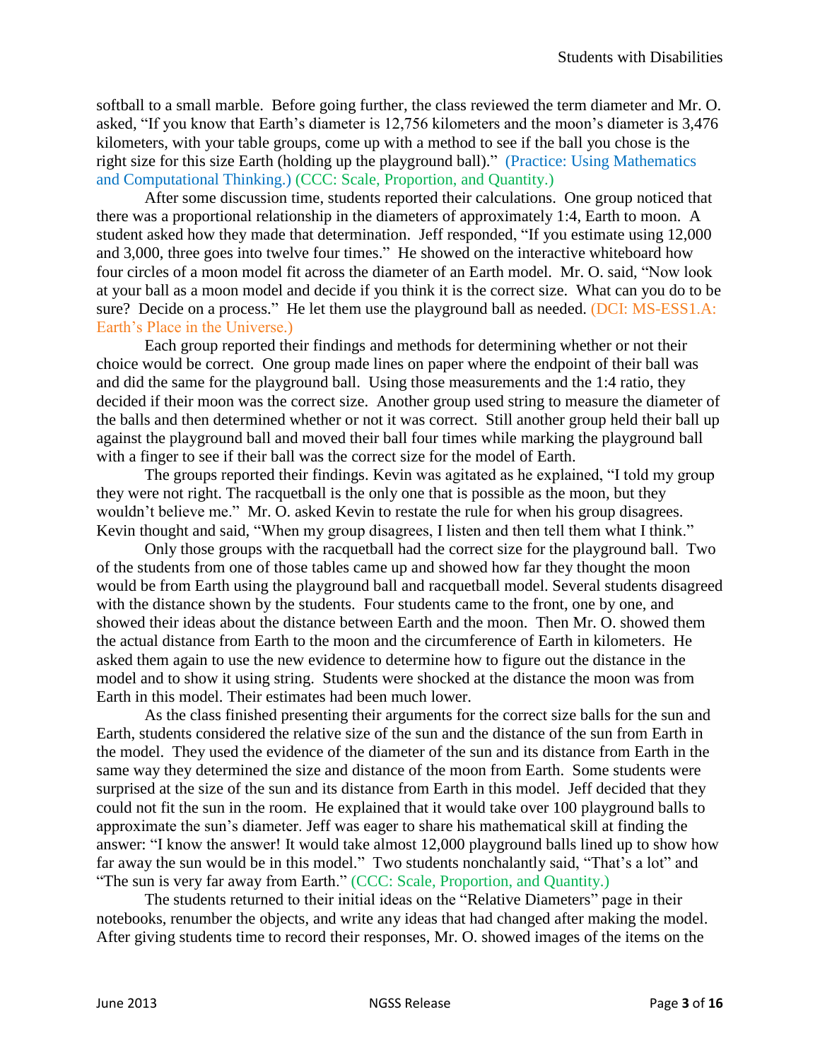softball to a small marble. Before going further, the class reviewed the term diameter and Mr. O. asked, "If you know that Earth's diameter is 12,756 kilometers and the moon's diameter is 3,476 kilometers, with your table groups, come up with a method to see if the ball you chose is the right size for this size Earth (holding up the playground ball)." (Practice: Using Mathematics and Computational Thinking.) (CCC: Scale, Proportion, and Quantity.)

After some discussion time, students reported their calculations. One group noticed that there was a proportional relationship in the diameters of approximately 1:4, Earth to moon. A student asked how they made that determination. Jeff responded, "If you estimate using 12,000 and 3,000, three goes into twelve four times." He showed on the interactive whiteboard how four circles of a moon model fit across the diameter of an Earth model. Mr. O. said, "Now look at your ball as a moon model and decide if you think it is the correct size. What can you do to be sure? Decide on a process." He let them use the playground ball as needed. (DCI: MS-ESS1.A: Earth's Place in the Universe.)

Each group reported their findings and methods for determining whether or not their choice would be correct. One group made lines on paper where the endpoint of their ball was and did the same for the playground ball. Using those measurements and the 1:4 ratio, they decided if their moon was the correct size. Another group used string to measure the diameter of the balls and then determined whether or not it was correct. Still another group held their ball up against the playground ball and moved their ball four times while marking the playground ball with a finger to see if their ball was the correct size for the model of Earth.

The groups reported their findings. Kevin was agitated as he explained, "I told my group they were not right. The racquetball is the only one that is possible as the moon, but they wouldn't believe me." Mr. O. asked Kevin to restate the rule for when his group disagrees. Kevin thought and said, "When my group disagrees, I listen and then tell them what I think."

Only those groups with the racquetball had the correct size for the playground ball. Two of the students from one of those tables came up and showed how far they thought the moon would be from Earth using the playground ball and racquetball model. Several students disagreed with the distance shown by the students. Four students came to the front, one by one, and showed their ideas about the distance between Earth and the moon. Then Mr. O. showed them the actual distance from Earth to the moon and the circumference of Earth in kilometers. He asked them again to use the new evidence to determine how to figure out the distance in the model and to show it using string. Students were shocked at the distance the moon was from Earth in this model. Their estimates had been much lower.

As the class finished presenting their arguments for the correct size balls for the sun and Earth, students considered the relative size of the sun and the distance of the sun from Earth in the model. They used the evidence of the diameter of the sun and its distance from Earth in the same way they determined the size and distance of the moon from Earth. Some students were surprised at the size of the sun and its distance from Earth in this model. Jeff decided that they could not fit the sun in the room. He explained that it would take over 100 playground balls to approximate the sun's diameter. Jeff was eager to share his mathematical skill at finding the answer: "I know the answer! It would take almost 12,000 playground balls lined up to show how far away the sun would be in this model." Two students nonchalantly said, "That's a lot" and "The sun is very far away from Earth." (CCC: Scale, Proportion, and Quantity.)

The students returned to their initial ideas on the "Relative Diameters" page in their notebooks, renumber the objects, and write any ideas that had changed after making the model. After giving students time to record their responses, Mr. O. showed images of the items on the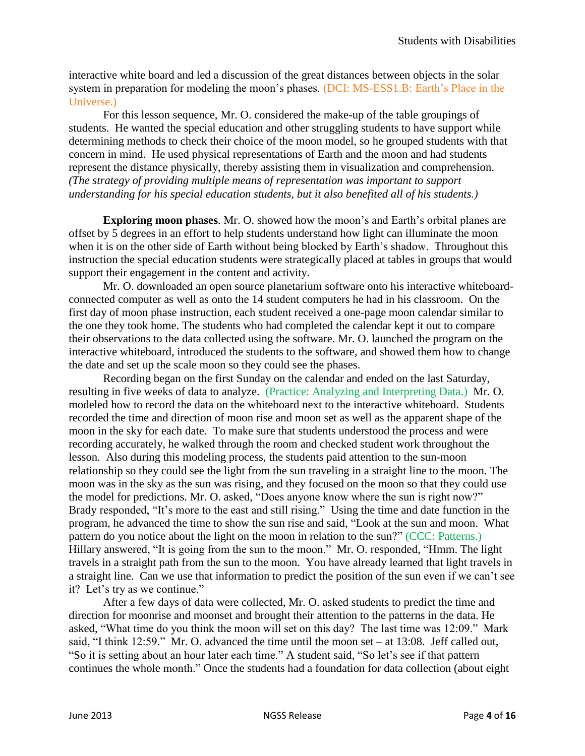interactive white board and led a discussion of the great distances between objects in the solar system in preparation for modeling the moon's phases. (DCI: MS-ESS1.B: Earth's Place in the Universe.)

For this lesson sequence, Mr. O. considered the make-up of the table groupings of students. He wanted the special education and other struggling students to have support while determining methods to check their choice of the moon model, so he grouped students with that concern in mind. He used physical representations of Earth and the moon and had students represent the distance physically, thereby assisting them in visualization and comprehension. *(The strategy of providing multiple means of representation was important to support understanding for his special education students, but it also benefited all of his students.)*

**Exploring moon phases**. Mr. O. showed how the moon's and Earth's orbital planes are offset by 5 degrees in an effort to help students understand how light can illuminate the moon when it is on the other side of Earth without being blocked by Earth's shadow. Throughout this instruction the special education students were strategically placed at tables in groups that would support their engagement in the content and activity.

Mr. O. downloaded an open source planetarium software onto his interactive whiteboard-connected computer as well as onto the 14 student computers he had in his classroom. On the first day of moon phase instruction, each student received a one-page moon calendar similar to the one they took home. The students who had completed the calendar kept it out to compare their observations to the data collected using the software. Mr. O. launched the program on the interactive whiteboard, introduced the students to the software, and showed them how to change the date and set up the scale moon so they could see the phases.

Recording began on the first Sunday on the calendar and ended on the last Saturday, resulting in five weeks of data to analyze. (Practice: Analyzing and Interpreting Data.) Mr. O. modeled how to record the data on the whiteboard next to the interactive whiteboard. Students recorded the time and direction of moon rise and moon set as well as the apparent shape of the moon in the sky for each date. To make sure that students understood the process and were recording accurately, he walked through the room and checked student work throughout the lesson. Also during this modeling process, the students paid attention to the sun-moon relationship so they could see the light from the sun traveling in a straight line to the moon. The moon was in the sky as the sun was rising, and they focused on the moon so that they could use the model for predictions. Mr. O. asked, "Does anyone know where the sun is right now?" Brady responded, "It's more to the east and still rising." Using the time and date function in the program, he advanced the time to show the sun rise and said, "Look at the sun and moon. What pattern do you notice about the light on the moon in relation to the sun?" (CCC: Patterns.) Hillary answered, "It is going from the sun to the moon." Mr. O. responded, "Hmm. The light travels in a straight path from the sun to the moon. You have already learned that light travels in a straight line. Can we use that information to predict the position of the sun even if we can't see it? Let's try as we continue."

After a few days of data were collected, Mr. O. asked students to predict the time and direction for moonrise and moonset and brought their attention to the patterns in the data. He asked, "What time do you think the moon will set on this day? The last time was 12:09." Mark said, "I think 12:59." Mr. O. advanced the time until the moon set – at 13:08. Jeff called out, "So it is setting about an hour later each time." A student said, "So let's see if that pattern continues the whole month." Once the students had a foundation for data collection (about eight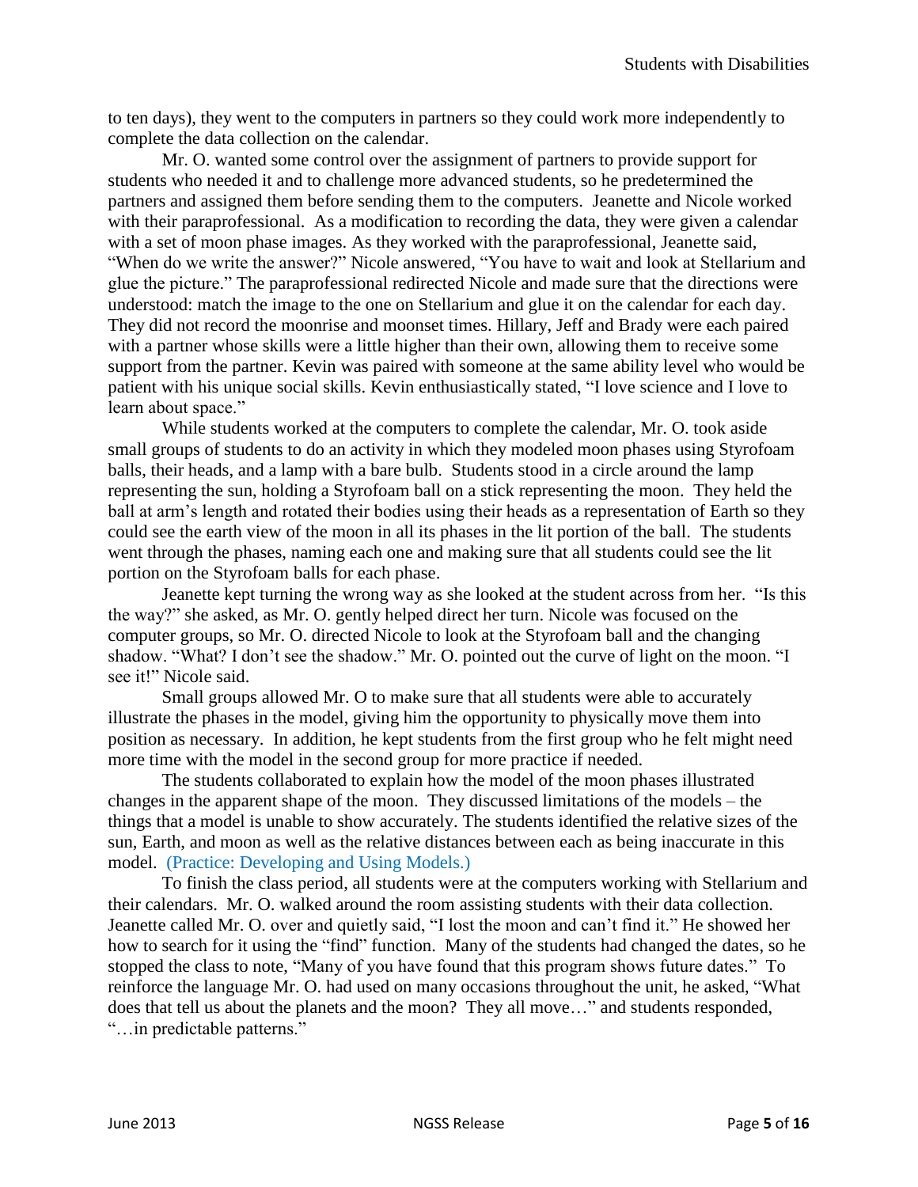to ten days), they went to the computers in partners so they could work more independently to complete the data collection on the calendar.

Mr. O. wanted some control over the assignment of partners to provide support for students who needed it and to challenge more advanced students, so he predetermined the partners and assigned them before sending them to the computers. Jeanette and Nicole worked with their paraprofessional. As a modification to recording the data, they were given a calendar with a set of moon phase images. As they worked with the paraprofessional, Jeanette said, "When do we write the answer?" Nicole answered, "You have to wait and look at Stellarium and glue the picture." The paraprofessional redirected Nicole and made sure that the directions were understood: match the image to the one on Stellarium and glue it on the calendar for each day. They did not record the moonrise and moonset times. Hillary, Jeff and Brady were each paired with a partner whose skills were a little higher than their own, allowing them to receive some support from the partner. Kevin was paired with someone at the same ability level who would be patient with his unique social skills. Kevin enthusiastically stated, "I love science and I love to learn about space."

While students worked at the computers to complete the calendar, Mr. O. took aside small groups of students to do an activity in which they modeled moon phases using Styrofoam balls, their heads, and a lamp with a bare bulb. Students stood in a circle around the lamp representing the sun, holding a Styrofoam ball on a stick representing the moon. They held the ball at arm's length and rotated their bodies using their heads as a representation of Earth so they could see the earth view of the moon in all its phases in the lit portion of the ball. The students went through the phases, naming each one and making sure that all students could see the lit portion on the Styrofoam balls for each phase.

Jeanette kept turning the wrong way as she looked at the student across from her. "Is this the way?" she asked, as Mr. O. gently helped direct her turn. Nicole was focused on the computer groups, so Mr. O. directed Nicole to look at the Styrofoam ball and the changing shadow. "What? I don't see the shadow." Mr. O. pointed out the curve of light on the moon. "I see it!" Nicole said.

Small groups allowed Mr. O to make sure that all students were able to accurately illustrate the phases in the model, giving him the opportunity to physically move them into position as necessary. In addition, he kept students from the first group who he felt might need more time with the model in the second group for more practice if needed.

The students collaborated to explain how the model of the moon phases illustrated changes in the apparent shape of the moon. They discussed limitations of the models – the things that a model is unable to show accurately. The students identified the relative sizes of the sun, Earth, and moon as well as the relative distances between each as being inaccurate in this model. (Practice: Developing and Using Models.)

To finish the class period, all students were at the computers working with Stellarium and their calendars. Mr. O. walked around the room assisting students with their data collection. Jeanette called Mr. O. over and quietly said, "I lost the moon and can't find it." He showed her how to search for it using the "find" function. Many of the students had changed the dates, so he stopped the class to note, "Many of you have found that this program shows future dates." To reinforce the language Mr. O. had used on many occasions throughout the unit, he asked, "What does that tell us about the planets and the moon? They all move…" and students responded, "…in predictable patterns."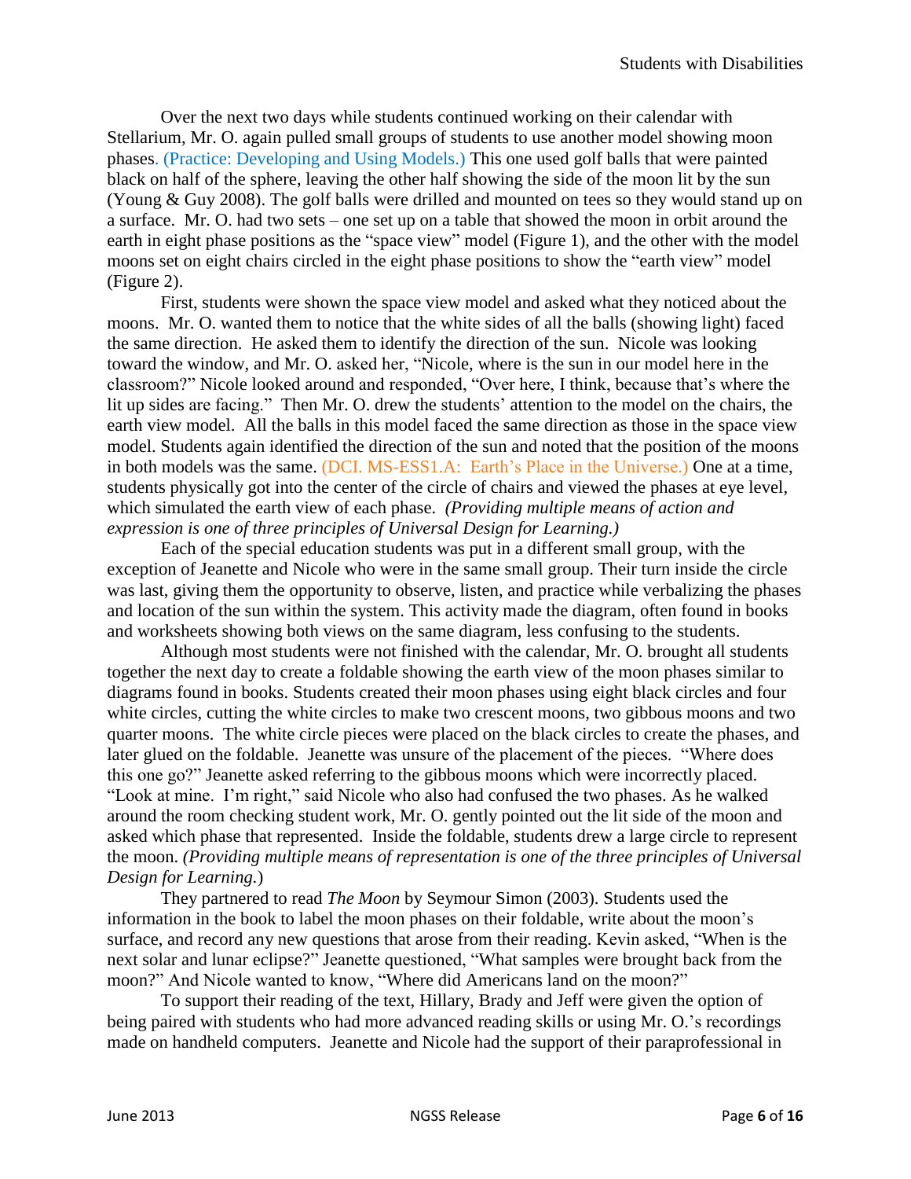Over the next two days while students continued working on their calendar with Stellarium, Mr. O. again pulled small groups of students to use another model showing moon phases. (Practice: Developing and Using Models.) This one used golf balls that were painted black on half of the sphere, leaving the other half showing the side of the moon lit by the sun (Young & Guy 2008). The golf balls were drilled and mounted on tees so they would stand up on a surface. Mr. O. had two sets – one set up on a table that showed the moon in orbit around the earth in eight phase positions as the "space view" model (Figure 1), and the other with the model moons set on eight chairs circled in the eight phase positions to show the "earth view" model (Figure 2).

First, students were shown the space view model and asked what they noticed about the moons. Mr. O. wanted them to notice that the white sides of all the balls (showing light) faced the same direction. He asked them to identify the direction of the sun. Nicole was looking toward the window, and Mr. O. asked her, "Nicole, where is the sun in our model here in the classroom?" Nicole looked around and responded, "Over here, I think, because that's where the lit up sides are facing." Then Mr. O. drew the students' attention to the model on the chairs, the earth view model. All the balls in this model faced the same direction as those in the space view model. Students again identified the direction of the sun and noted that the position of the moons in both models was the same. (DCI. MS-ESS1.A: Earth's Place in the Universe.) One at a time, students physically got into the center of the circle of chairs and viewed the phases at eye level, which simulated the earth view of each phase. *(Providing multiple means of action and expression is one of three principles of Universal Design for Learning.)*

Each of the special education students was put in a different small group, with the exception of Jeanette and Nicole who were in the same small group. Their turn inside the circle was last, giving them the opportunity to observe, listen, and practice while verbalizing the phases and location of the sun within the system. This activity made the diagram, often found in books and worksheets showing both views on the same diagram, less confusing to the students.

Although most students were not finished with the calendar, Mr. O. brought all students together the next day to create a foldable showing the earth view of the moon phases similar to diagrams found in books. Students created their moon phases using eight black circles and four white circles, cutting the white circles to make two crescent moons, two gibbous moons and two quarter moons. The white circle pieces were placed on the black circles to create the phases, and later glued on the foldable. Jeanette was unsure of the placement of the pieces. "Where does this one go?" Jeanette asked referring to the gibbous moons which were incorrectly placed. "Look at mine. I'm right," said Nicole who also had confused the two phases. As he walked around the room checking student work, Mr. O. gently pointed out the lit side of the moon and asked which phase that represented. Inside the foldable, students drew a large circle to represent the moon. *(Providing multiple means of representation is one of the three principles of Universal Design for Learning.*)

They partnered to read *The Moon* by Seymour Simon (2003). Students used the information in the book to label the moon phases on their foldable, write about the moon's surface, and record any new questions that arose from their reading. Kevin asked, "When is the next solar and lunar eclipse?" Jeanette questioned, "What samples were brought back from the moon?" And Nicole wanted to know, "Where did Americans land on the moon?"

To support their reading of the text, Hillary, Brady and Jeff were given the option of being paired with students who had more advanced reading skills or using Mr. O.'s recordings made on handheld computers. Jeanette and Nicole had the support of their paraprofessional in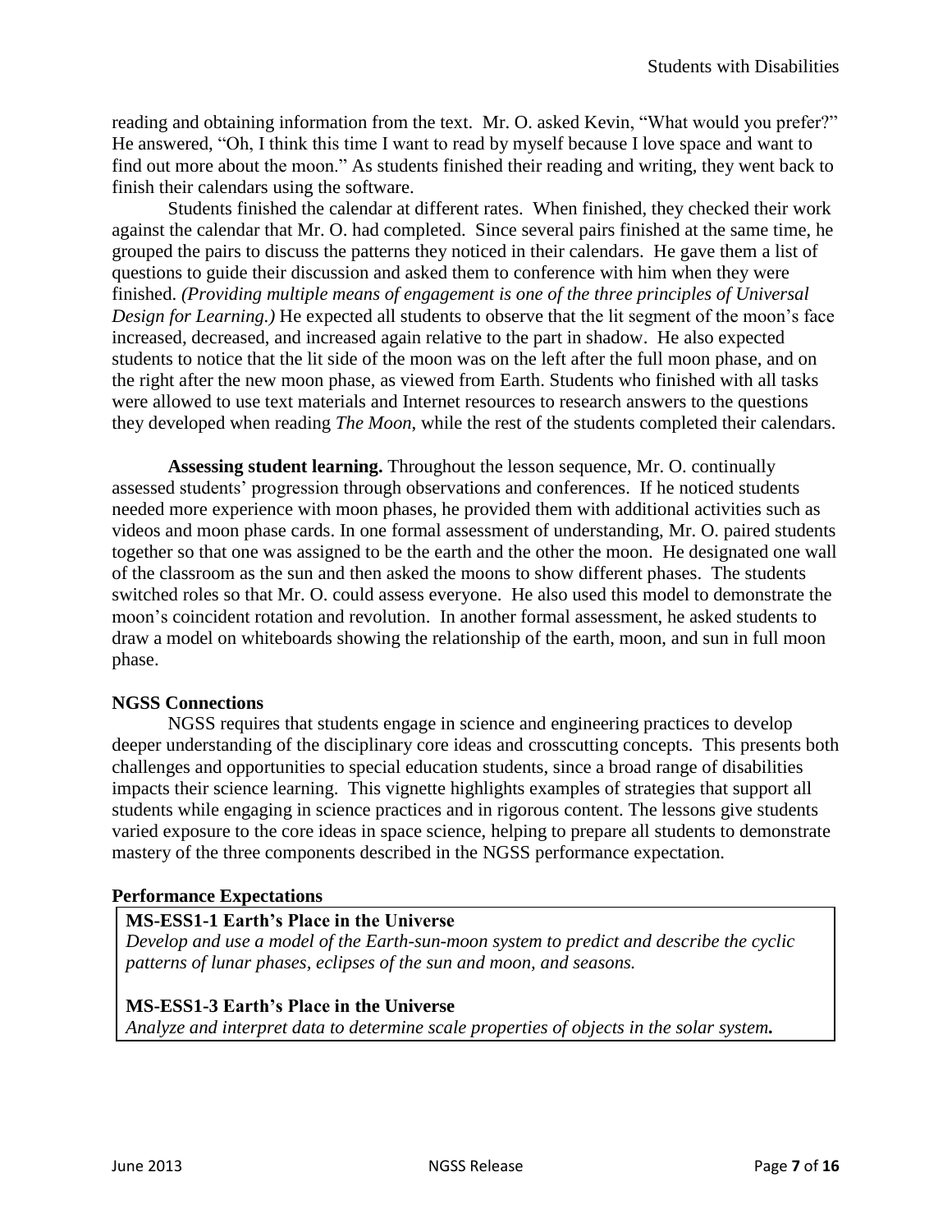reading and obtaining information from the text. Mr. O. asked Kevin, "What would you prefer?" He answered, "Oh, I think this time I want to read by myself because I love space and want to find out more about the moon." As students finished their reading and writing, they went back to finish their calendars using the software.

Students finished the calendar at different rates. When finished, they checked their work against the calendar that Mr. O. had completed. Since several pairs finished at the same time, he grouped the pairs to discuss the patterns they noticed in their calendars. He gave them a list of questions to guide their discussion and asked them to conference with him when they were finished. *(Providing multiple means of engagement is one of the three principles of Universal Design for Learning.)* He expected all students to observe that the lit segment of the moon's face increased, decreased, and increased again relative to the part in shadow. He also expected students to notice that the lit side of the moon was on the left after the full moon phase, and on the right after the new moon phase, as viewed from Earth. Students who finished with all tasks were allowed to use text materials and Internet resources to research answers to the questions they developed when reading *The Moon*, while the rest of the students completed their calendars.

**Assessing student learning.** Throughout the lesson sequence, Mr. O. continually assessed students' progression through observations and conferences. If he noticed students needed more experience with moon phases, he provided them with additional activities such as videos and moon phase cards. In one formal assessment of understanding, Mr. O. paired students together so that one was assigned to be the earth and the other the moon. He designated one wall of the classroom as the sun and then asked the moons to show different phases. The students switched roles so that Mr. O. could assess everyone. He also used this model to demonstrate the moon's coincident rotation and revolution. In another formal assessment, he asked students to draw a model on whiteboards showing the relationship of the earth, moon, and sun in full moon phase.

## NGSS Connections

NGSS requires that students engage in science and engineering practices to develop deeper understanding of the disciplinary core ideas and crosscutting concepts. This presents both challenges and opportunities to special education students, since a broad range of disabilities impacts their science learning. This vignette highlights examples of strategies that support all students while engaging in science practices and in rigorous content. The lessons give students varied exposure to the core ideas in space science, helping to prepare all students to demonstrate mastery of the three components described in the NGSS performance expectation.

## Performance Expectations

**MS-ESS1-1 Earth's Place in the Universe**
*Develop and use a model of the Earth-sun-moon system to predict and describe the cyclic patterns of lunar phases, eclipses of the sun and moon, and seasons.*

**MS-ESS1-3 Earth's Place in the Universe**
*Analyze and interpret data to determine scale properties of objects in the solar system.*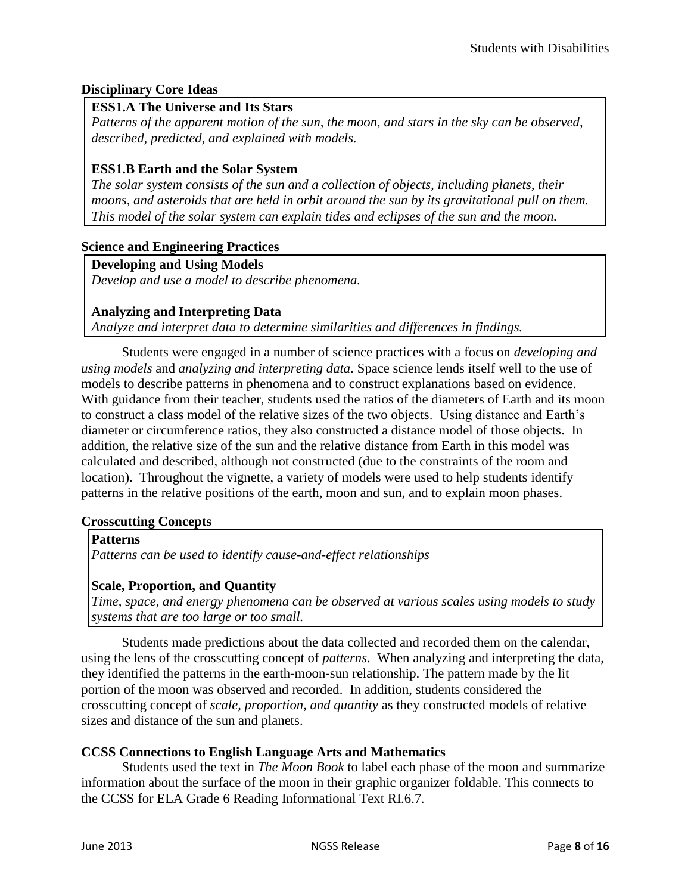**Disciplinary Core Ideas**

**ESS1.A The Universe and Its Stars**
*Patterns of the apparent motion of the sun, the moon, and stars in the sky can be observed, described, predicted, and explained with models.*

**ESS1.B Earth and the Solar System**
*The solar system consists of the sun and a collection of objects, including planets, their moons, and asteroids that are held in orbit around the sun by its gravitational pull on them. This model of the solar system can explain tides and eclipses of the sun and the moon.*

**Science and Engineering Practices**

**Developing and Using Models**
*Develop and use a model to describe phenomena.*

**Analyzing and Interpreting Data**
*Analyze and interpret data to determine similarities and differences in findings.*

Students were engaged in a number of science practices with a focus on *developing and using models* and *analyzing and interpreting data.* Space science lends itself well to the use of models to describe patterns in phenomena and to construct explanations based on evidence. With guidance from their teacher, students used the ratios of the diameters of Earth and its moon to construct a class model of the relative sizes of the two objects. Using distance and Earth's diameter or circumference ratios, they also constructed a distance model of those objects. In addition, the relative size of the sun and the relative distance from Earth in this model was calculated and described, although not constructed (due to the constraints of the room and location). Throughout the vignette, a variety of models were used to help students identify patterns in the relative positions of the earth, moon and sun, and to explain moon phases.

**Crosscutting Concepts**

**Patterns**
*Patterns can be used to identify cause-and-effect relationships*

**Scale, Proportion, and Quantity**
*Time, space, and energy phenomena can be observed at various scales using models to study systems that are too large or too small.*

Students made predictions about the data collected and recorded them on the calendar, using the lens of the crosscutting concept of *patterns.* When analyzing and interpreting the data, they identified the patterns in the earth-moon-sun relationship. The pattern made by the lit portion of the moon was observed and recorded. In addition, students considered the crosscutting concept of *scale, proportion, and quantity* as they constructed models of relative sizes and distance of the sun and planets.

**CCSS Connections to English Language Arts and Mathematics**

Students used the text in *The Moon Book* to label each phase of the moon and summarize information about the surface of the moon in their graphic organizer foldable. This connects to the CCSS for ELA Grade 6 Reading Informational Text RI.6.7.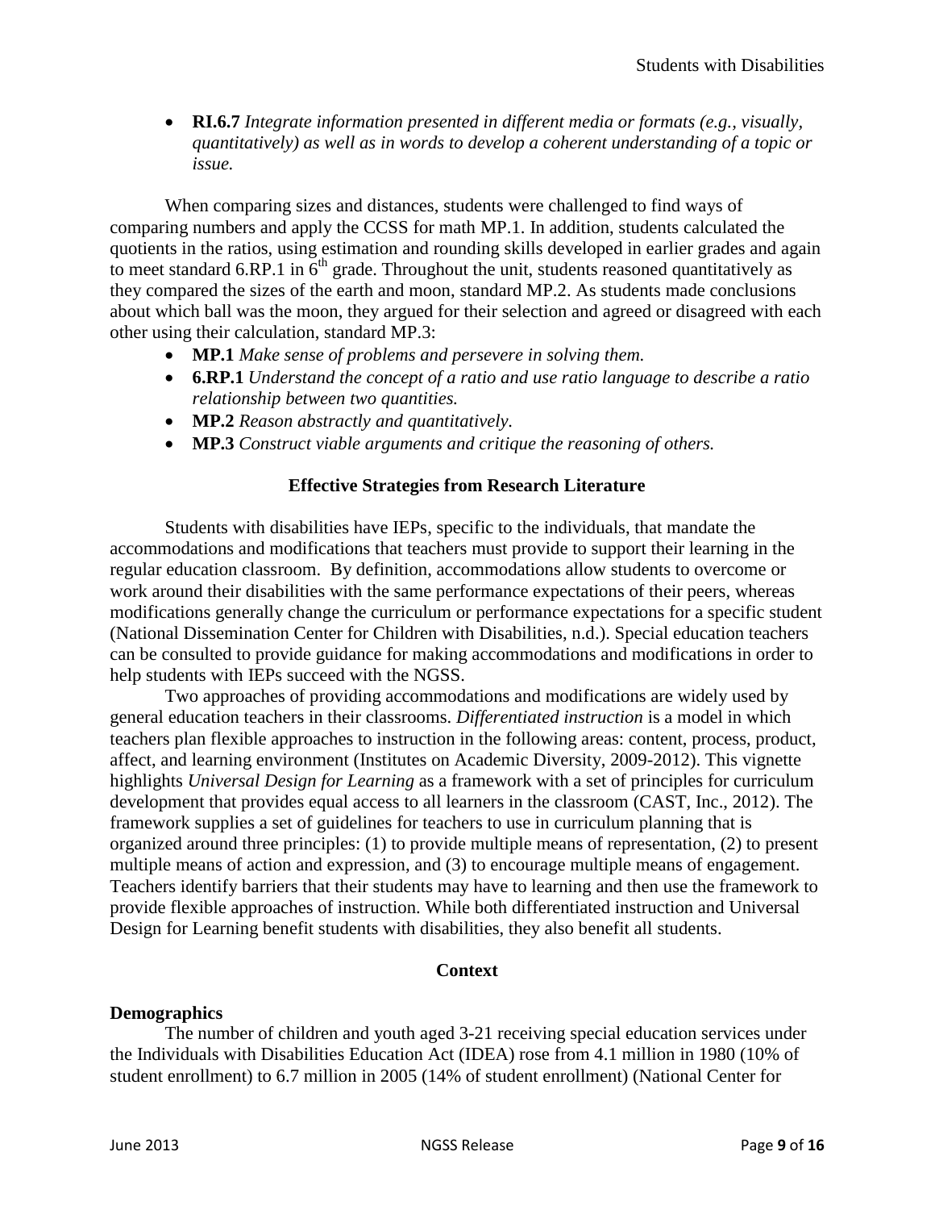- **RI.6.7** *Integrate information presented in different media or formats (e.g., visually, quantitatively) as well as in words to develop a coherent understanding of a topic or issue.*

When comparing sizes and distances, students were challenged to find ways of comparing numbers and apply the CCSS for math MP.1. In addition, students calculated the quotients in the ratios, using estimation and rounding skills developed in earlier grades and again to meet standard 6.RP.1 in 6th grade. Throughout the unit, students reasoned quantitatively as they compared the sizes of the earth and moon, standard MP.2. As students made conclusions about which ball was the moon, they argued for their selection and agreed or disagreed with each other using their calculation, standard MP.3:

- **MP.1** *Make sense of problems and persevere in solving them.*
- **6.RP.1** *Understand the concept of a ratio and use ratio language to describe a ratio relationship between two quantities.*
- **MP.2** *Reason abstractly and quantitatively.*
- **MP.3** *Construct viable arguments and critique the reasoning of others.*

## Effective Strategies from Research Literature

Students with disabilities have IEPs, specific to the individuals, that mandate the accommodations and modifications that teachers must provide to support their learning in the regular education classroom. By definition, accommodations allow students to overcome or work around their disabilities with the same performance expectations of their peers, whereas modifications generally change the curriculum or performance expectations for a specific student (National Dissemination Center for Children with Disabilities, n.d.). Special education teachers can be consulted to provide guidance for making accommodations and modifications in order to help students with IEPs succeed with the NGSS.

Two approaches of providing accommodations and modifications are widely used by general education teachers in their classrooms. *Differentiated instruction* is a model in which teachers plan flexible approaches to instruction in the following areas: content, process, product, affect, and learning environment (Institutes on Academic Diversity, 2009-2012). This vignette highlights *Universal Design for Learning* as a framework with a set of principles for curriculum development that provides equal access to all learners in the classroom (CAST, Inc., 2012). The framework supplies a set of guidelines for teachers to use in curriculum planning that is organized around three principles: (1) to provide multiple means of representation, (2) to present multiple means of action and expression, and (3) to encourage multiple means of engagement. Teachers identify barriers that their students may have to learning and then use the framework to provide flexible approaches of instruction. While both differentiated instruction and Universal Design for Learning benefit students with disabilities, they also benefit all students.

## Context

### Demographics

The number of children and youth aged 3-21 receiving special education services under the Individuals with Disabilities Education Act (IDEA) rose from 4.1 million in 1980 (10% of student enrollment) to 6.7 million in 2005 (14% of student enrollment) (National Center for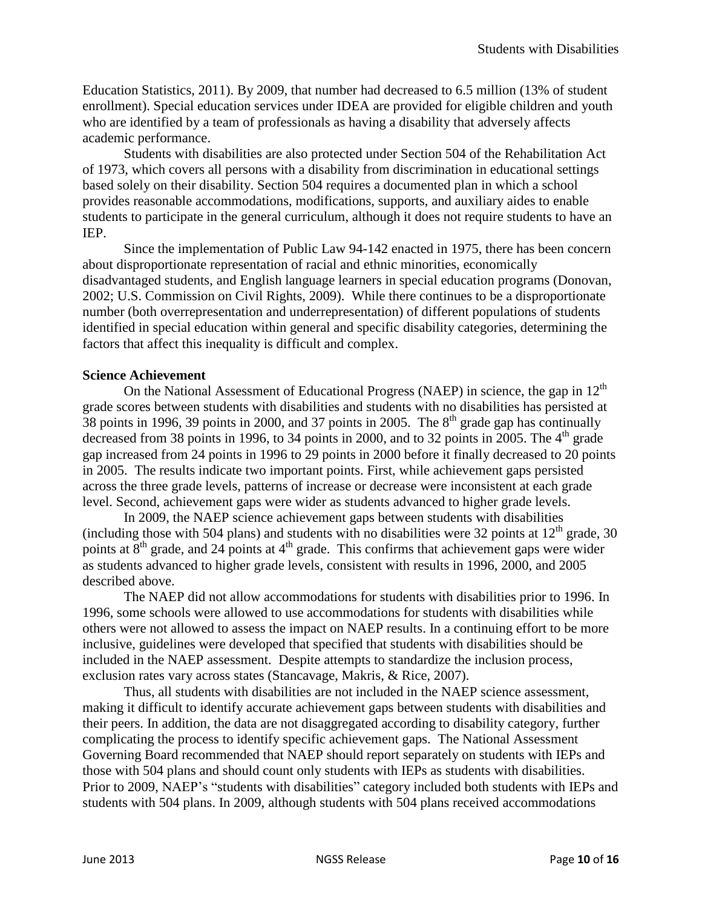Education Statistics, 2011). By 2009, that number had decreased to 6.5 million (13% of student enrollment). Special education services under IDEA are provided for eligible children and youth who are identified by a team of professionals as having a disability that adversely affects academic performance.

Students with disabilities are also protected under Section 504 of the Rehabilitation Act of 1973, which covers all persons with a disability from discrimination in educational settings based solely on their disability. Section 504 requires a documented plan in which a school provides reasonable accommodations, modifications, supports, and auxiliary aides to enable students to participate in the general curriculum, although it does not require students to have an IEP.

Since the implementation of Public Law 94-142 enacted in 1975, there has been concern about disproportionate representation of racial and ethnic minorities, economically disadvantaged students, and English language learners in special education programs (Donovan, 2002; U.S. Commission on Civil Rights, 2009). While there continues to be a disproportionate number (both overrepresentation and underrepresentation) of different populations of students identified in special education within general and specific disability categories, determining the factors that affect this inequality is difficult and complex.

**Science Achievement**

On the National Assessment of Educational Progress (NAEP) in science, the gap in 12th grade scores between students with disabilities and students with no disabilities has persisted at 38 points in 1996, 39 points in 2000, and 37 points in 2005. The 8th grade gap has continually decreased from 38 points in 1996, to 34 points in 2000, and to 32 points in 2005. The 4th grade gap increased from 24 points in 1996 to 29 points in 2000 before it finally decreased to 20 points in 2005. The results indicate two important points. First, while achievement gaps persisted across the three grade levels, patterns of increase or decrease were inconsistent at each grade level. Second, achievement gaps were wider as students advanced to higher grade levels.

In 2009, the NAEP science achievement gaps between students with disabilities (including those with 504 plans) and students with no disabilities were 32 points at 12th grade, 30 points at 8th grade, and 24 points at 4th grade. This confirms that achievement gaps were wider as students advanced to higher grade levels, consistent with results in 1996, 2000, and 2005 described above.

The NAEP did not allow accommodations for students with disabilities prior to 1996. In 1996, some schools were allowed to use accommodations for students with disabilities while others were not allowed to assess the impact on NAEP results. In a continuing effort to be more inclusive, guidelines were developed that specified that students with disabilities should be included in the NAEP assessment. Despite attempts to standardize the inclusion process, exclusion rates vary across states (Stancavage, Makris, & Rice, 2007).

Thus, all students with disabilities are not included in the NAEP science assessment, making it difficult to identify accurate achievement gaps between students with disabilities and their peers. In addition, the data are not disaggregated according to disability category, further complicating the process to identify specific achievement gaps. The National Assessment Governing Board recommended that NAEP should report separately on students with IEPs and those with 504 plans and should count only students with IEPs as students with disabilities. Prior to 2009, NAEP's "students with disabilities" category included both students with IEPs and students with 504 plans. In 2009, although students with 504 plans received accommodations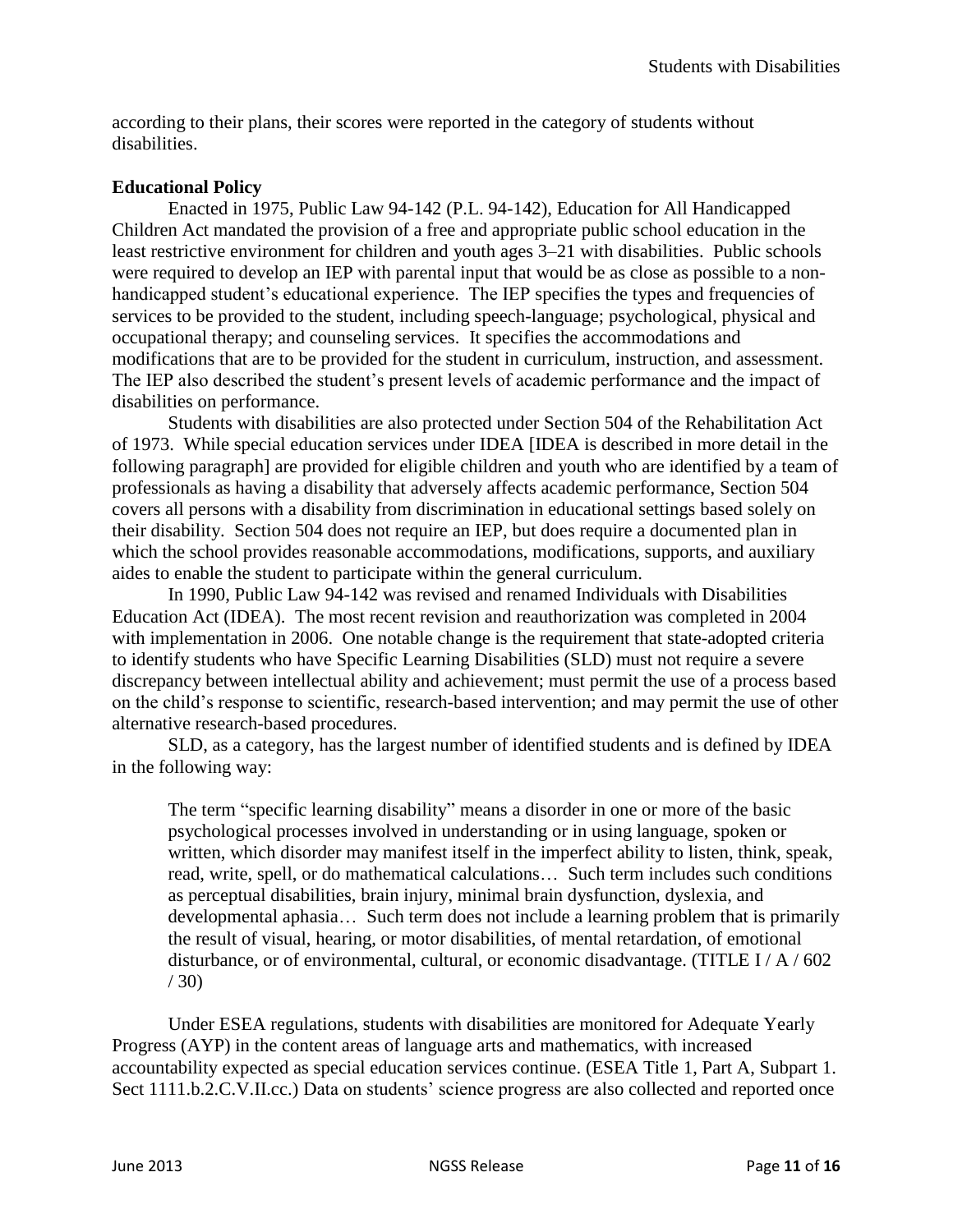according to their plans, their scores were reported in the category of students without disabilities.

**Educational Policy**

Enacted in 1975, Public Law 94-142 (P.L. 94-142), Education for All Handicapped Children Act mandated the provision of a free and appropriate public school education in the least restrictive environment for children and youth ages 3–21 with disabilities. Public schools were required to develop an IEP with parental input that would be as close as possible to a non-handicapped student's educational experience. The IEP specifies the types and frequencies of services to be provided to the student, including speech-language; psychological, physical and occupational therapy; and counseling services. It specifies the accommodations and modifications that are to be provided for the student in curriculum, instruction, and assessment. The IEP also described the student's present levels of academic performance and the impact of disabilities on performance.

Students with disabilities are also protected under Section 504 of the Rehabilitation Act of 1973. While special education services under IDEA [IDEA is described in more detail in the following paragraph] are provided for eligible children and youth who are identified by a team of professionals as having a disability that adversely affects academic performance, Section 504 covers all persons with a disability from discrimination in educational settings based solely on their disability. Section 504 does not require an IEP, but does require a documented plan in which the school provides reasonable accommodations, modifications, supports, and auxiliary aides to enable the student to participate within the general curriculum.

In 1990, Public Law 94-142 was revised and renamed Individuals with Disabilities Education Act (IDEA). The most recent revision and reauthorization was completed in 2004 with implementation in 2006. One notable change is the requirement that state-adopted criteria to identify students who have Specific Learning Disabilities (SLD) must not require a severe discrepancy between intellectual ability and achievement; must permit the use of a process based on the child's response to scientific, research-based intervention; and may permit the use of other alternative research-based procedures.

SLD, as a category, has the largest number of identified students and is defined by IDEA in the following way:

> The term "specific learning disability" means a disorder in one or more of the basic psychological processes involved in understanding or in using language, spoken or written, which disorder may manifest itself in the imperfect ability to listen, think, speak, read, write, spell, or do mathematical calculations… Such term includes such conditions as perceptual disabilities, brain injury, minimal brain dysfunction, dyslexia, and developmental aphasia… Such term does not include a learning problem that is primarily the result of visual, hearing, or motor disabilities, of mental retardation, of emotional disturbance, or of environmental, cultural, or economic disadvantage. (TITLE I / A / 602 / 30)

Under ESEA regulations, students with disabilities are monitored for Adequate Yearly Progress (AYP) in the content areas of language arts and mathematics, with increased accountability expected as special education services continue. (ESEA Title 1, Part A, Subpart 1. Sect 1111.b.2.C.V.II.cc.) Data on students' science progress are also collected and reported once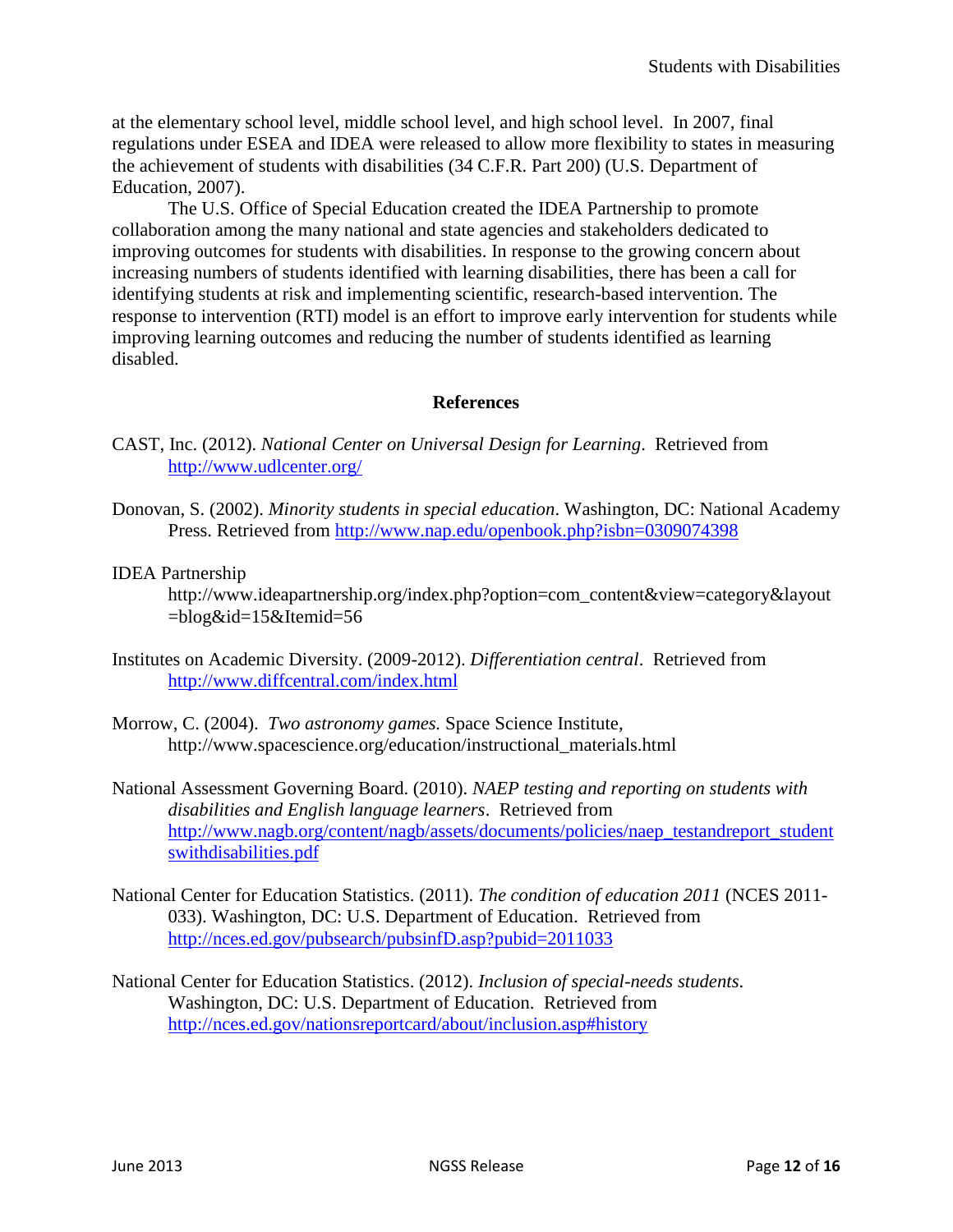at the elementary school level, middle school level, and high school level. In 2007, final regulations under ESEA and IDEA were released to allow more flexibility to states in measuring the achievement of students with disabilities (34 C.F.R. Part 200) (U.S. Department of Education, 2007).

The U.S. Office of Special Education created the IDEA Partnership to promote collaboration among the many national and state agencies and stakeholders dedicated to improving outcomes for students with disabilities. In response to the growing concern about increasing numbers of students identified with learning disabilities, there has been a call for identifying students at risk and implementing scientific, research-based intervention. The response to intervention (RTI) model is an effort to improve early intervention for students while improving learning outcomes and reducing the number of students identified as learning disabled.

## References

CAST, Inc. (2012). *National Center on Universal Design for Learning*. Retrieved from http://www.udlcenter.org/

Donovan, S. (2002). *Minority students in special education*. Washington, DC: National Academy Press. Retrieved from http://www.nap.edu/openbook.php?isbn=0309074398

IDEA Partnership http://www.ideapartnership.org/index.php?option=com_content&view=category&layout=blog&id=15&Itemid=56

Institutes on Academic Diversity. (2009-2012). *Differentiation central*. Retrieved from http://www.diffcentral.com/index.html

Morrow, C. (2004). *Two astronomy games.* Space Science Institute, http://www.spacescience.org/education/instructional_materials.html

National Assessment Governing Board. (2010). *NAEP testing and reporting on students with disabilities and English language learners*. Retrieved from http://www.nagb.org/content/nagb/assets/documents/policies/naep_testandreport_studentswithdisabilities.pdf

National Center for Education Statistics. (2011). *The condition of education 2011* (NCES 2011-033). Washington, DC: U.S. Department of Education. Retrieved from http://nces.ed.gov/pubsearch/pubsinfD.asp?pubid=2011033

National Center for Education Statistics. (2012). *Inclusion of special-needs students*. Washington, DC: U.S. Department of Education. Retrieved from http://nces.ed.gov/nationsreportcard/about/inclusion.asp#history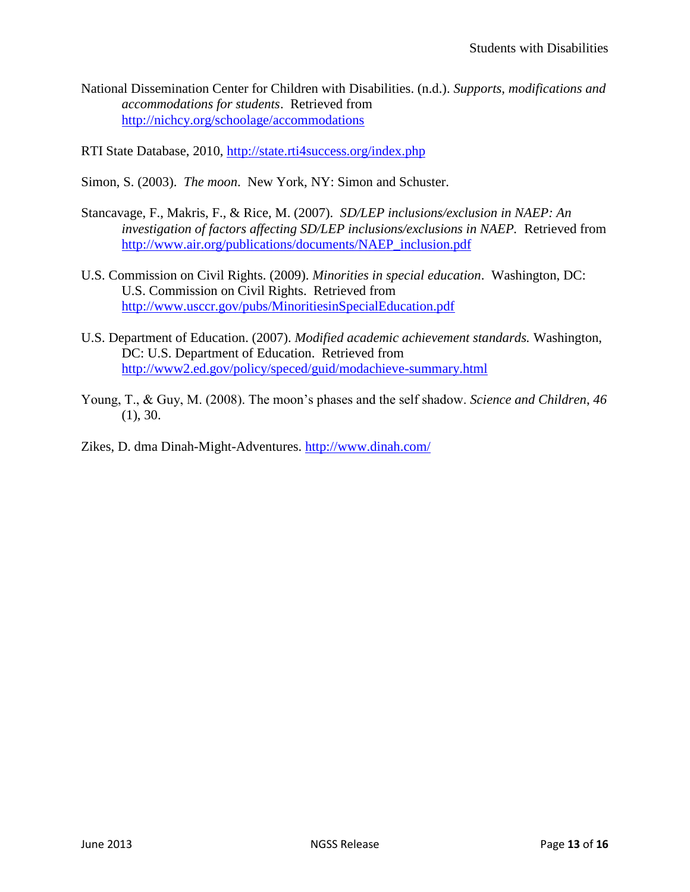National Dissemination Center for Children with Disabilities. (n.d.). *Supports, modifications and accommodations for students*. Retrieved from http://nichcy.org/schoolage/accommodations

RTI State Database, 2010, http://state.rti4success.org/index.php

Simon, S. (2003). *The moon*. New York, NY: Simon and Schuster.

Stancavage, F., Makris, F., & Rice, M. (2007). *SD/LEP inclusions/exclusion in NAEP: An investigation of factors affecting SD/LEP inclusions/exclusions in NAEP*. Retrieved from http://www.air.org/publications/documents/NAEP_inclusion.pdf

U.S. Commission on Civil Rights. (2009). *Minorities in special education*. Washington, DC: U.S. Commission on Civil Rights. Retrieved from http://www.usccr.gov/pubs/MinoritiesinSpecialEducation.pdf

U.S. Department of Education. (2007). *Modified academic achievement standards.* Washington, DC: U.S. Department of Education. Retrieved from http://www2.ed.gov/policy/speced/guid/modachieve-summary.html

Young, T., & Guy, M. (2008). The moon's phases and the self shadow. *Science and Children*, *46* (1), 30.

Zikes, D. dma Dinah-Might-Adventures. http://www.dinah.com/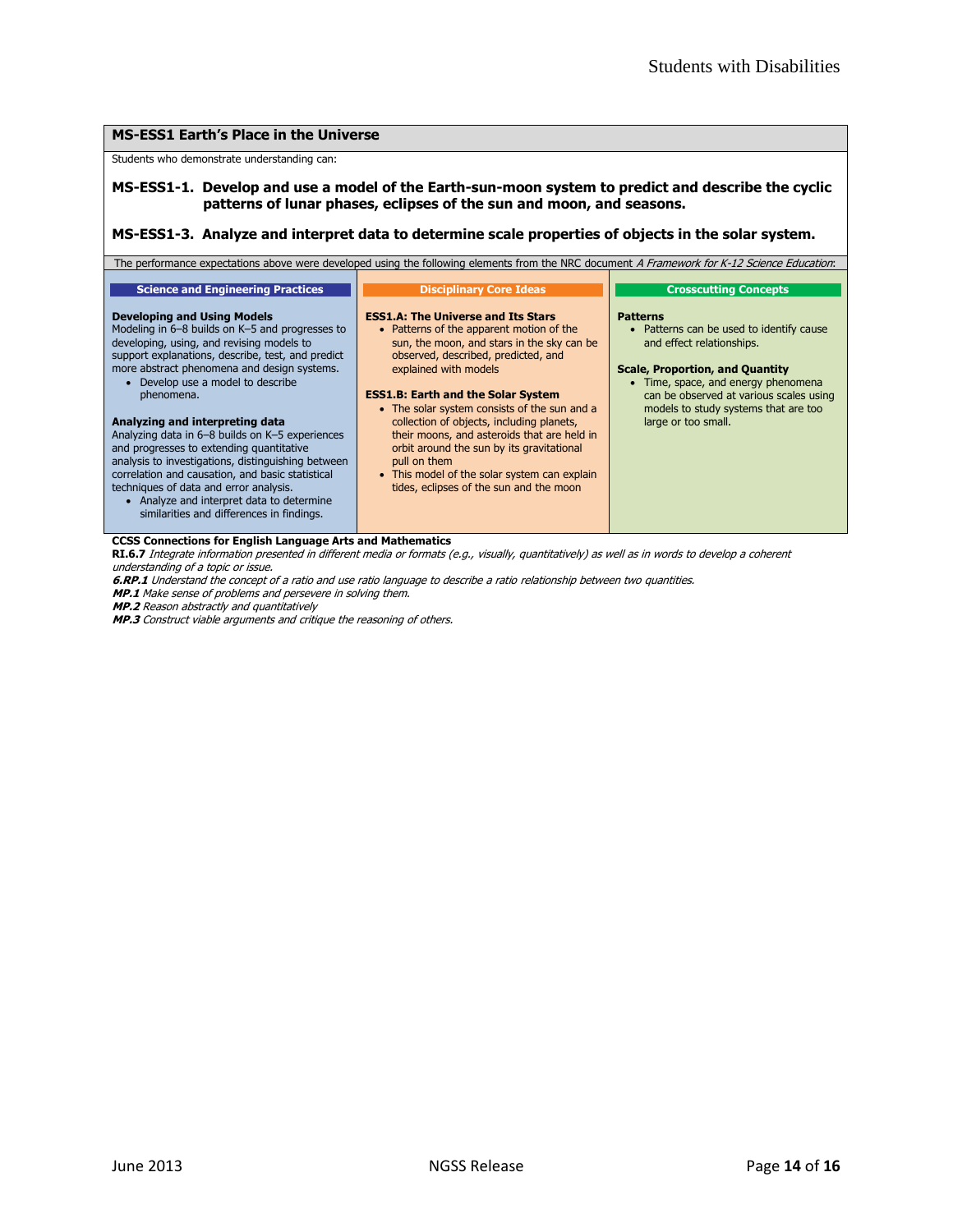## MS-ESS1 Earth's Place in the Universe

Students who demonstrate understanding can:

**MS-ESS1-1. Develop and use a model of the Earth-sun-moon system to predict and describe the cyclic patterns of lunar phases, eclipses of the sun and moon, and seasons.**

**MS-ESS1-3. Analyze and interpret data to determine scale properties of objects in the solar system.**

The performance expectations above were developed using the following elements from the NRC document *A Framework for K-12 Science Education*:

| Science and Engineering Practices | Disciplinary Core Ideas | Crosscutting Concepts |
|---|---|---|
| **Developing and Using Models**<br>Modeling in 6–8 builds on K–5 and progresses to developing, using, and revising models to support explanations, describe, test, and predict more abstract phenomena and design systems.<br>• Develop use a model to describe phenomena.<br><br>**Analyzing and interpreting data**<br>Analyzing data in 6–8 builds on K–5 experiences and progresses to extending quantitative analysis to investigations, distinguishing between correlation and causation, and basic statistical techniques of data and error analysis.<br>• Analyze and interpret data to determine similarities and differences in findings. | **ESS1.A: The Universe and Its Stars**<br>• Patterns of the apparent motion of the sun, the moon, and stars in the sky can be observed, described, predicted, and explained with models<br><br>**ESS1.B: Earth and the Solar System**<br>• The solar system consists of the sun and a collection of objects, including planets, their moons, and asteroids that are held in orbit around the sun by its gravitational pull on them<br>• This model of the solar system can explain tides, eclipses of the sun and the moon | **Patterns**<br>• Patterns can be used to identify cause and effect relationships.<br><br>**Scale, Proportion, and Quantity**<br>• Time, space, and energy phenomena can be observed at various scales using models to study systems that are too large or too small. |

**CCSS Connections for English Language Arts and Mathematics**

**RI.6.7** *Integrate information presented in different media or formats (e.g., visually, quantitatively) as well as in words to develop a coherent understanding of a topic or issue.*

***6.RP.1*** *Understand the concept of a ratio and use ratio language to describe a ratio relationship between two quantities.*

***MP.1*** *Make sense of problems and persevere in solving them.*

***MP.2*** *Reason abstractly and quantitatively*

***MP.3*** *Construct viable arguments and critique the reasoning of others.*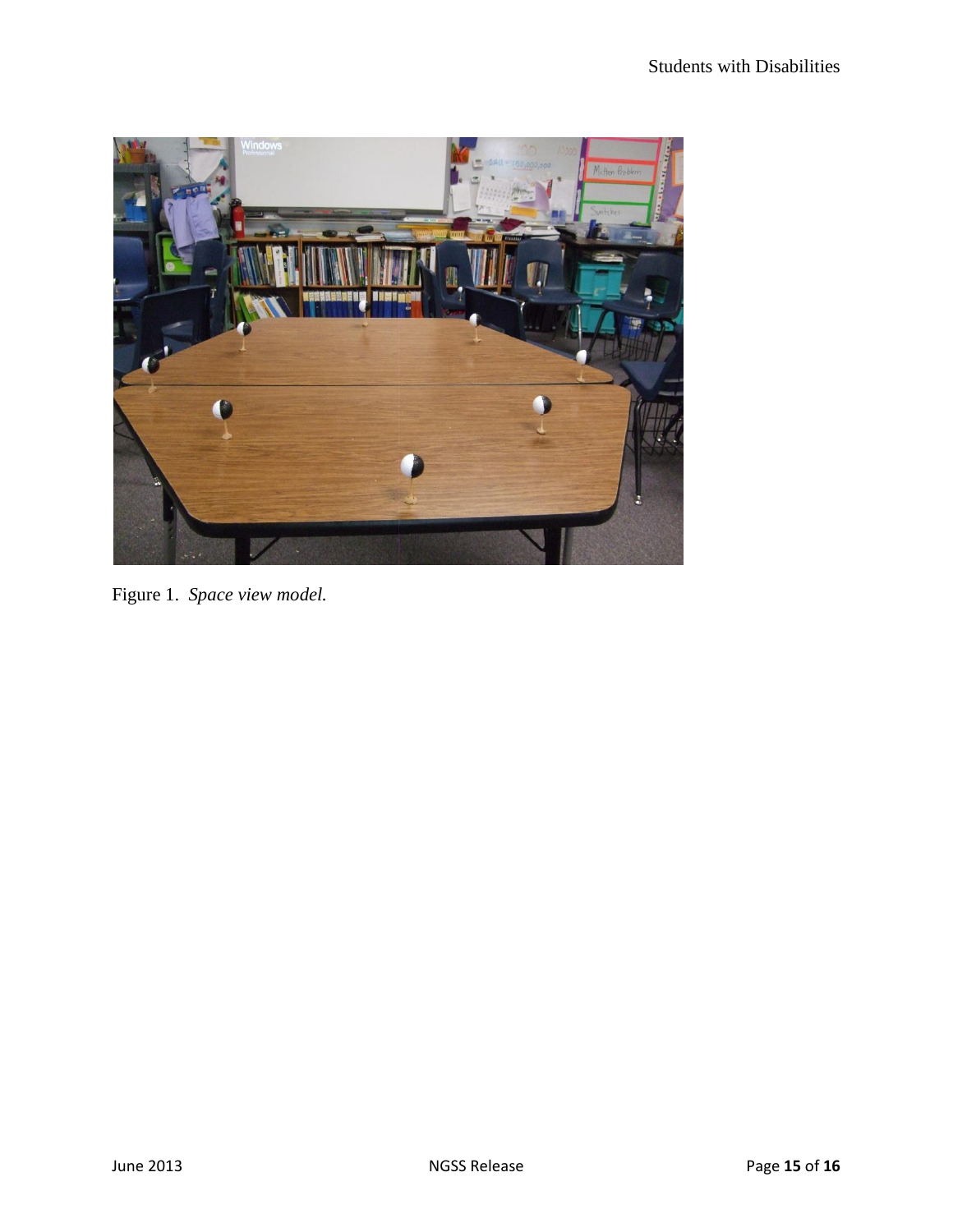Figure 1. *Space view model.*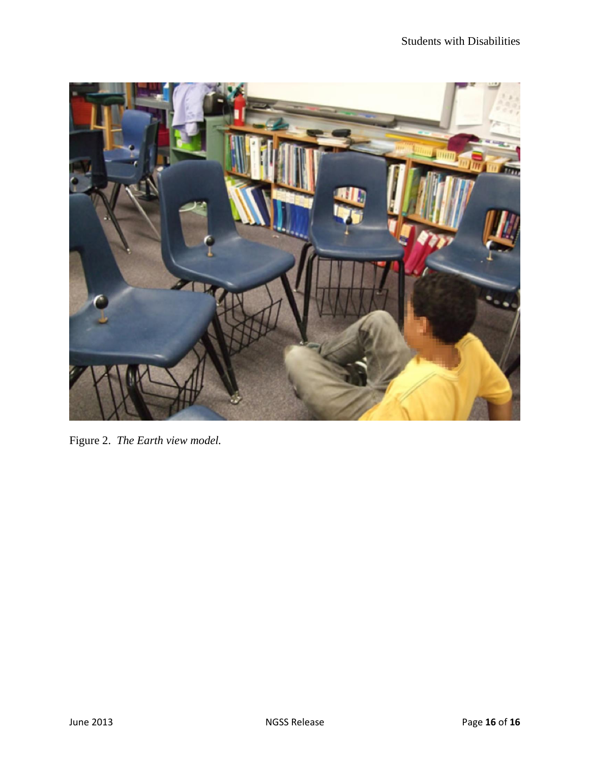Figure 2. *The Earth view model.*